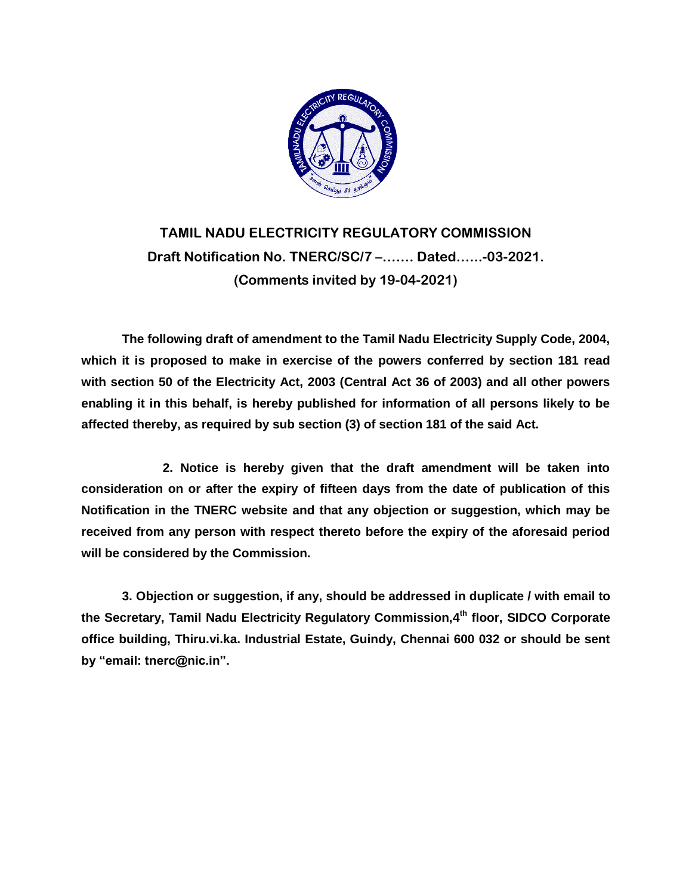# TAMIL NADU ELECTRICITY REGULATORY COMMISSION

## Draft Notification No. TNERC/SC/7 –……. Dated……-03-2021.

## (Comments invited by 19-04-2021)

**The following draft of amendment to the Tamil Nadu Electricity Supply Code, 2004, which it is proposed to make in exercise of the powers conferred by section 181 read with section 50 of the Electricity Act, 2003 (Central Act 36 of 2003) and all other powers enabling it in this behalf, is hereby published for information of all persons likely to be affected thereby, as required by sub section (3) of section 181 of the said Act.**

**2. Notice is hereby given that the draft amendment will be taken into consideration on or after the expiry of fifteen days from the date of publication of this Notification in the TNERC website and that any objection or suggestion, which may be received from any person with respect thereto before the expiry of the aforesaid period will be considered by the Commission.**

**3. Objection or suggestion, if any, should be addressed in duplicate / with email to the Secretary, Tamil Nadu Electricity Regulatory Commission,4th floor, SIDCO Corporate office building, Thiru.vi.ka. Industrial Estate, Guindy, Chennai 600 032 or should be sent by "email: tnerc@nic.in".**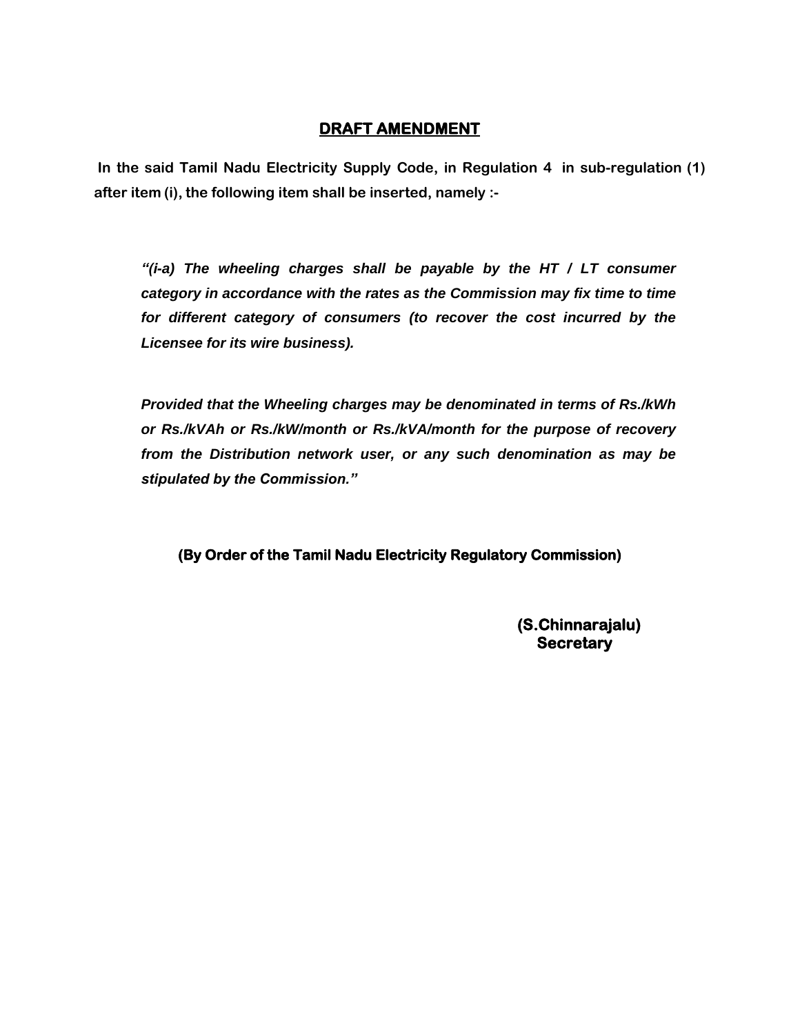# DRAFT AMENDMENT

**In the said Tamil Nadu Electricity Supply Code, in Regulation 4 in sub-regulation (1) after item (i), the following item shall be inserted, namely :-**

***"(i-a) The wheeling charges shall be payable by the HT / LT consumer category in accordance with the rates as the Commission may fix time to time for different category of consumers (to recover the cost incurred by the Licensee for its wire business).***

***Provided that the Wheeling charges may be denominated in terms of Rs./kWh or Rs./kVAh or Rs./kW/month or Rs./kVA/month for the purpose of recovery from the Distribution network user, or any such denomination as may be stipulated by the Commission."***

**(By Order of the Tamil Nadu Electricity Regulatory Commission)**

**(S.Chinnarajalu)**
**Secretary**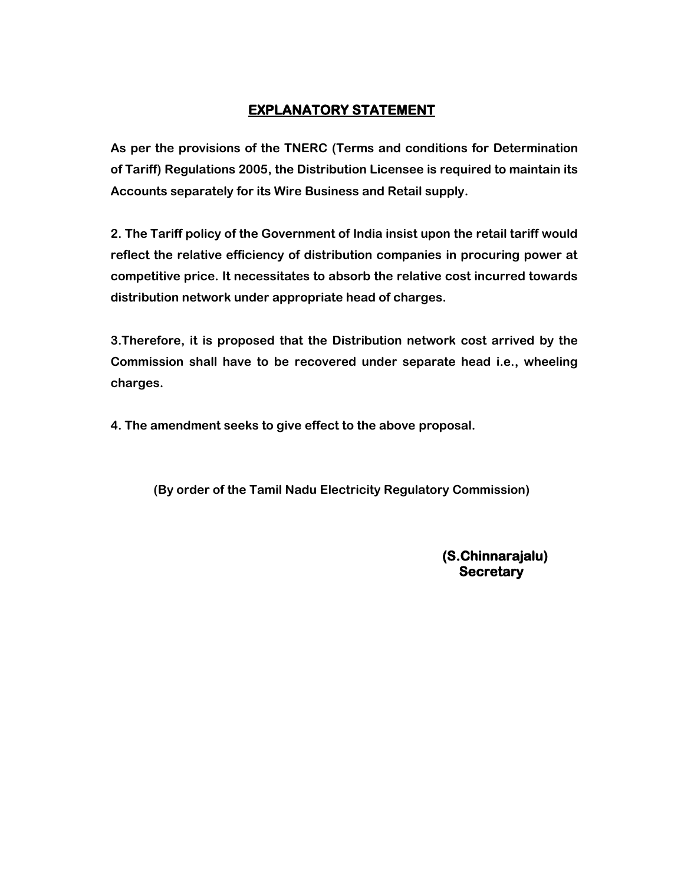## EXPLANATORY STATEMENT

**As per the provisions of the TNERC (Terms and conditions for Determination of Tariff) Regulations 2005, the Distribution Licensee is required to maintain its Accounts separately for its Wire Business and Retail supply.**

**2. The Tariff policy of the Government of India insist upon the retail tariff would reflect the relative efficiency of distribution companies in procuring power at competitive price. It necessitates to absorb the relative cost incurred towards distribution network under appropriate head of charges.**

**3.Therefore, it is proposed that the Distribution network cost arrived by the Commission shall have to be recovered under separate head i.e., wheeling charges.**

**4. The amendment seeks to give effect to the above proposal.**

**(By order of the Tamil Nadu Electricity Regulatory Commission)**

**(S.Chinnarajalu)**
**Secretary**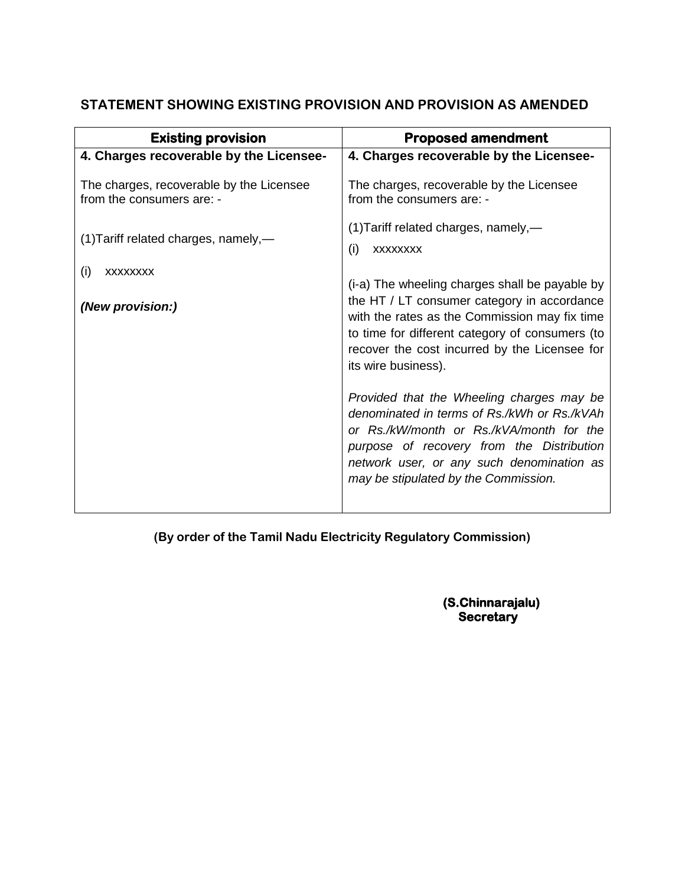## STATEMENT SHOWING EXISTING PROVISION AND PROVISION AS AMENDED

| Existing provision | Proposed amendment |
|---|---|
| **4. Charges recoverable by the Licensee-**<br><br>The charges, recoverable by the Licensee from the consumers are: -<br><br>(1)Tariff related charges, namely,—<br><br>(i) xxxxxxxx<br><br>***(New provision:)*** | **4. Charges recoverable by the Licensee-**<br><br>The charges, recoverable by the Licensee from the consumers are: -<br><br>(1)Tariff related charges, namely,—<br><br>(i) xxxxxxxx<br><br>(i-a) The wheeling charges shall be payable by the HT / LT consumer category in accordance with the rates as the Commission may fix time to time for different category of consumers (to recover the cost incurred by the Licensee for its wire business).<br><br>*Provided that the Wheeling charges may be denominated in terms of Rs./kWh or Rs./kVAh or Rs./kW/month or Rs./kVA/month for the purpose of recovery from the Distribution network user, or any such denomination as may be stipulated by the Commission.* |

**(By order of the Tamil Nadu Electricity Regulatory Commission)**

**(S.Chinnarajalu)**
**Secretary**